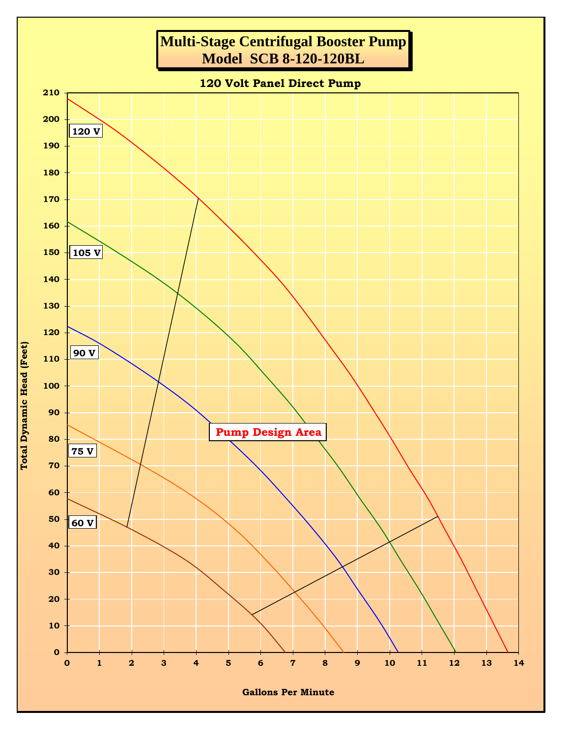# Multi-Stage Centrifugal Booster Pump
# Model SCB 8-120-120BL

## 120 Volt Panel Direct Pump

Total Dynamic Head (Feet)

Gallons Per Minute

120 V

105 V

90 V

75 V

60 V

Pump Design Area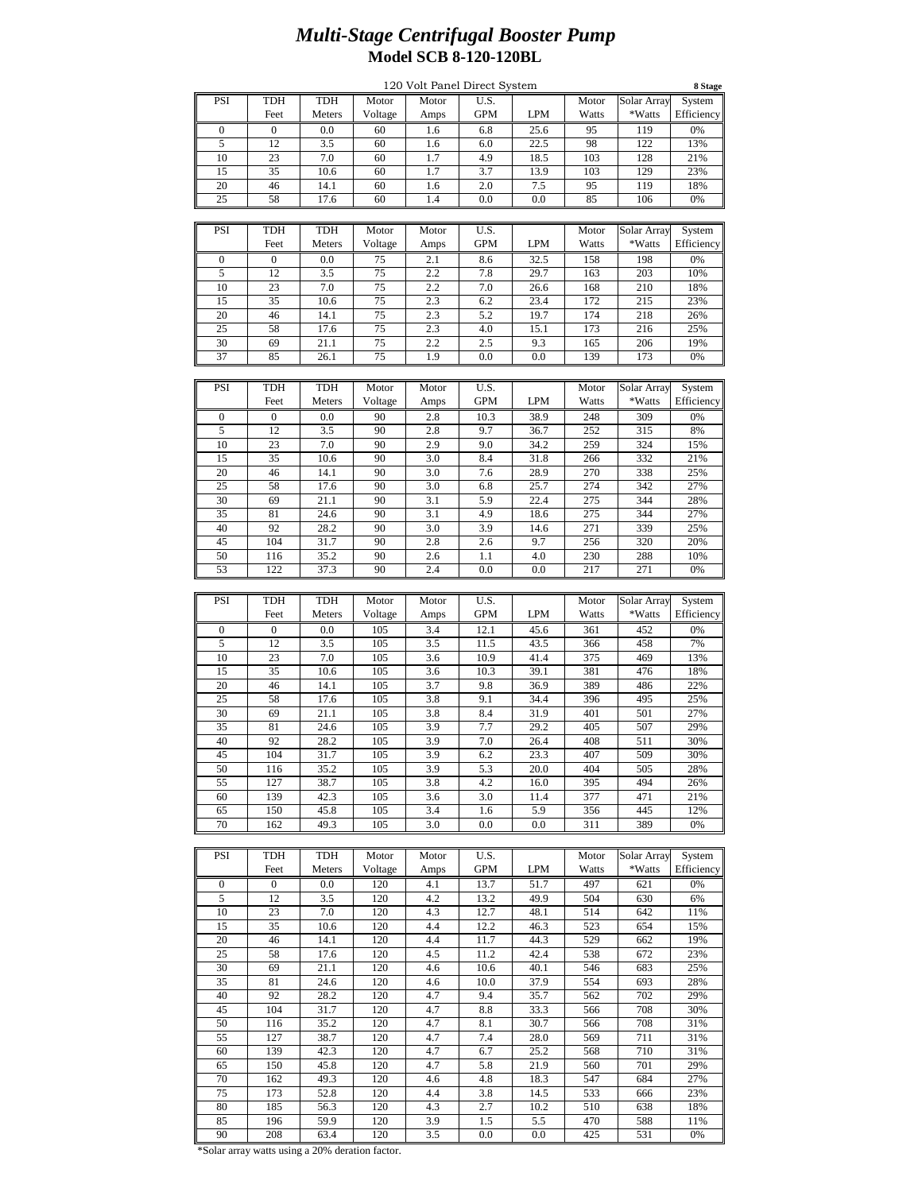# *Multi-Stage Centrifugal Booster Pump*

**Model SCB 8-120-120BL**

120 Volt Panel Direct System **8 Stage**

| PSI | TDH Feet | TDH Meters | Motor Voltage | Motor Amps | U.S. GPM | LPM | Motor Watts | Solar Array *Watts | System Efficiency |
|---|---|---|---|---|---|---|---|---|---|
| 0 | 0 | 0.0 | 60 | 1.6 | 6.8 | 25.6 | 95 | 119 | 0% |
| 5 | 12 | 3.5 | 60 | 1.6 | 6.0 | 22.5 | 98 | 122 | 13% |
| 10 | 23 | 7.0 | 60 | 1.7 | 4.9 | 18.5 | 103 | 128 | 21% |
| 15 | 35 | 10.6 | 60 | 1.7 | 3.7 | 13.9 | 103 | 129 | 23% |
| 20 | 46 | 14.1 | 60 | 1.6 | 2.0 | 7.5 | 95 | 119 | 18% |
| 25 | 58 | 17.6 | 60 | 1.4 | 0.0 | 0.0 | 85 | 106 | 0% |

| PSI | TDH Feet | TDH Meters | Motor Voltage | Motor Amps | U.S. GPM | LPM | Motor Watts | Solar Array *Watts | System Efficiency |
|---|---|---|---|---|---|---|---|---|---|
| 0 | 0 | 0.0 | 75 | 2.1 | 8.6 | 32.5 | 158 | 198 | 0% |
| 5 | 12 | 3.5 | 75 | 2.2 | 7.8 | 29.7 | 163 | 203 | 10% |
| 10 | 23 | 7.0 | 75 | 2.2 | 7.0 | 26.6 | 168 | 210 | 18% |
| 15 | 35 | 10.6 | 75 | 2.3 | 6.2 | 23.4 | 172 | 215 | 23% |
| 20 | 46 | 14.1 | 75 | 2.3 | 5.2 | 19.7 | 174 | 218 | 26% |
| 25 | 58 | 17.6 | 75 | 2.3 | 4.0 | 15.1 | 173 | 216 | 25% |
| 30 | 69 | 21.1 | 75 | 2.2 | 2.5 | 9.3 | 165 | 206 | 19% |
| 37 | 85 | 26.1 | 75 | 1.9 | 0.0 | 0.0 | 139 | 173 | 0% |

| PSI | TDH Feet | TDH Meters | Motor Voltage | Motor Amps | U.S. GPM | LPM | Motor Watts | Solar Array *Watts | System Efficiency |
|---|---|---|---|---|---|---|---|---|---|
| 0 | 0 | 0.0 | 90 | 2.8 | 10.3 | 38.9 | 248 | 309 | 0% |
| 5 | 12 | 3.5 | 90 | 2.8 | 9.7 | 36.7 | 252 | 315 | 8% |
| 10 | 23 | 7.0 | 90 | 2.9 | 9.0 | 34.2 | 259 | 324 | 15% |
| 15 | 35 | 10.6 | 90 | 3.0 | 8.4 | 31.8 | 266 | 332 | 21% |
| 20 | 46 | 14.1 | 90 | 3.0 | 7.6 | 28.9 | 270 | 338 | 25% |
| 25 | 58 | 17.6 | 90 | 3.0 | 6.8 | 25.7 | 274 | 342 | 27% |
| 30 | 69 | 21.1 | 90 | 3.1 | 5.9 | 22.4 | 275 | 344 | 28% |
| 35 | 81 | 24.6 | 90 | 3.1 | 4.9 | 18.6 | 275 | 344 | 27% |
| 40 | 92 | 28.2 | 90 | 3.0 | 3.9 | 14.6 | 271 | 339 | 25% |
| 45 | 104 | 31.7 | 90 | 2.8 | 2.6 | 9.7 | 256 | 320 | 20% |
| 50 | 116 | 35.2 | 90 | 2.6 | 1.1 | 4.0 | 230 | 288 | 10% |
| 53 | 122 | 37.3 | 90 | 2.4 | 0.0 | 0.0 | 217 | 271 | 0% |

| PSI | TDH Feet | TDH Meters | Motor Voltage | Motor Amps | U.S. GPM | LPM | Motor Watts | Solar Array *Watts | System Efficiency |
|---|---|---|---|---|---|---|---|---|---|
| 0 | 0 | 0.0 | 105 | 3.4 | 12.1 | 45.6 | 361 | 452 | 0% |
| 5 | 12 | 3.5 | 105 | 3.5 | 11.5 | 43.5 | 366 | 458 | 7% |
| 10 | 23 | 7.0 | 105 | 3.6 | 10.9 | 41.4 | 375 | 469 | 13% |
| 15 | 35 | 10.6 | 105 | 3.6 | 10.3 | 39.1 | 381 | 476 | 18% |
| 20 | 46 | 14.1 | 105 | 3.7 | 9.8 | 36.9 | 389 | 486 | 22% |
| 25 | 58 | 17.6 | 105 | 3.8 | 9.1 | 34.4 | 396 | 495 | 25% |
| 30 | 69 | 21.1 | 105 | 3.8 | 8.4 | 31.9 | 401 | 501 | 27% |
| 35 | 81 | 24.6 | 105 | 3.9 | 7.7 | 29.2 | 405 | 507 | 29% |
| 40 | 92 | 28.2 | 105 | 3.9 | 7.0 | 26.4 | 408 | 511 | 30% |
| 45 | 104 | 31.7 | 105 | 3.9 | 6.2 | 23.3 | 407 | 509 | 30% |
| 50 | 116 | 35.2 | 105 | 3.9 | 5.3 | 20.0 | 404 | 505 | 28% |
| 55 | 127 | 38.7 | 105 | 3.8 | 4.2 | 16.0 | 395 | 494 | 26% |
| 60 | 139 | 42.3 | 105 | 3.6 | 3.0 | 11.4 | 377 | 471 | 21% |
| 65 | 150 | 45.8 | 105 | 3.4 | 1.6 | 5.9 | 356 | 445 | 12% |
| 70 | 162 | 49.3 | 105 | 3.0 | 0.0 | 0.0 | 311 | 389 | 0% |

| PSI | TDH Feet | TDH Meters | Motor Voltage | Motor Amps | U.S. GPM | LPM | Motor Watts | Solar Array *Watts | System Efficiency |
|---|---|---|---|---|---|---|---|---|---|
| 0 | 0 | 0.0 | 120 | 4.1 | 13.7 | 51.7 | 497 | 621 | 0% |
| 5 | 12 | 3.5 | 120 | 4.2 | 13.2 | 49.9 | 504 | 630 | 6% |
| 10 | 23 | 7.0 | 120 | 4.3 | 12.7 | 48.1 | 514 | 642 | 11% |
| 15 | 35 | 10.6 | 120 | 4.4 | 12.2 | 46.3 | 523 | 654 | 15% |
| 20 | 46 | 14.1 | 120 | 4.4 | 11.7 | 44.3 | 529 | 662 | 19% |
| 25 | 58 | 17.6 | 120 | 4.5 | 11.2 | 42.4 | 538 | 672 | 23% |
| 30 | 69 | 21.1 | 120 | 4.6 | 10.6 | 40.1 | 546 | 683 | 25% |
| 35 | 81 | 24.6 | 120 | 4.6 | 10.0 | 37.9 | 554 | 693 | 28% |
| 40 | 92 | 28.2 | 120 | 4.7 | 9.4 | 35.7 | 562 | 702 | 29% |
| 45 | 104 | 31.7 | 120 | 4.7 | 8.8 | 33.3 | 566 | 708 | 30% |
| 50 | 116 | 35.2 | 120 | 4.7 | 8.1 | 30.7 | 566 | 708 | 31% |
| 55 | 127 | 38.7 | 120 | 4.7 | 7.4 | 28.0 | 569 | 711 | 31% |
| 60 | 139 | 42.3 | 120 | 4.7 | 6.7 | 25.2 | 568 | 710 | 31% |
| 65 | 150 | 45.8 | 120 | 4.7 | 5.8 | 21.9 | 560 | 701 | 29% |
| 70 | 162 | 49.3 | 120 | 4.6 | 4.8 | 18.3 | 547 | 684 | 27% |
| 75 | 173 | 52.8 | 120 | 4.4 | 3.8 | 14.5 | 533 | 666 | 23% |
| 80 | 185 | 56.3 | 120 | 4.3 | 2.7 | 10.2 | 510 | 638 | 18% |
| 85 | 196 | 59.9 | 120 | 3.9 | 1.5 | 5.5 | 470 | 588 | 11% |
| 90 | 208 | 63.4 | 120 | 3.5 | 0.0 | 0.0 | 425 | 531 | 0% |

*Solar array watts using a 20% deration factor.